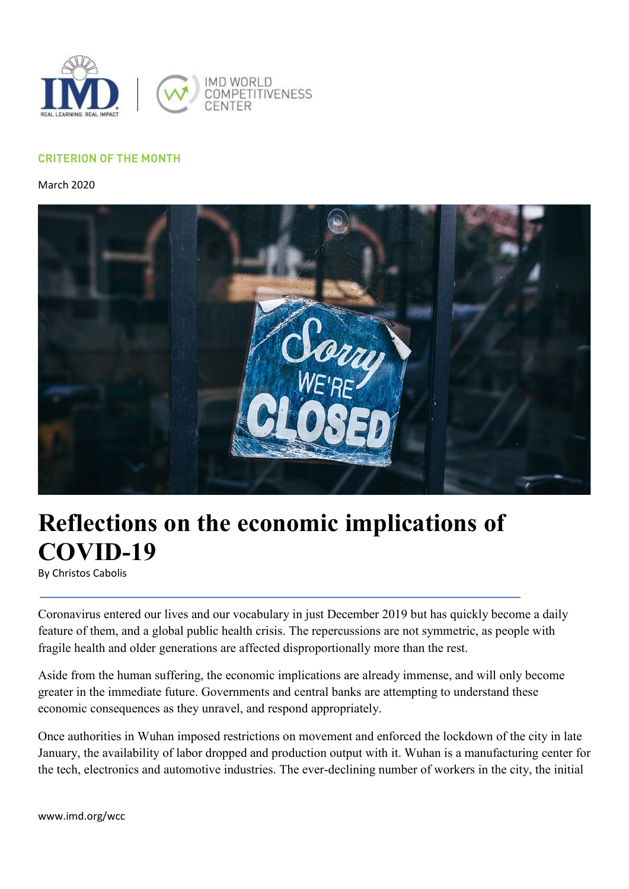CRITERION OF THE MONTH

March 2020

# Reflections on the economic implications of COVID-19

By Christos Cabolis

Coronavirus entered our lives and our vocabulary in just December 2019 but has quickly become a daily feature of them, and a global public health crisis. The repercussions are not symmetric, as people with fragile health and older generations are affected disproportionally more than the rest.

Aside from the human suffering, the economic implications are already immense, and will only become greater in the immediate future. Governments and central banks are attempting to understand these economic consequences as they unravel, and respond appropriately.

Once authorities in Wuhan imposed restrictions on movement and enforced the lockdown of the city in late January, the availability of labor dropped and production output with it. Wuhan is a manufacturing center for the tech, electronics and automotive industries. The ever-declining number of workers in the city, the initial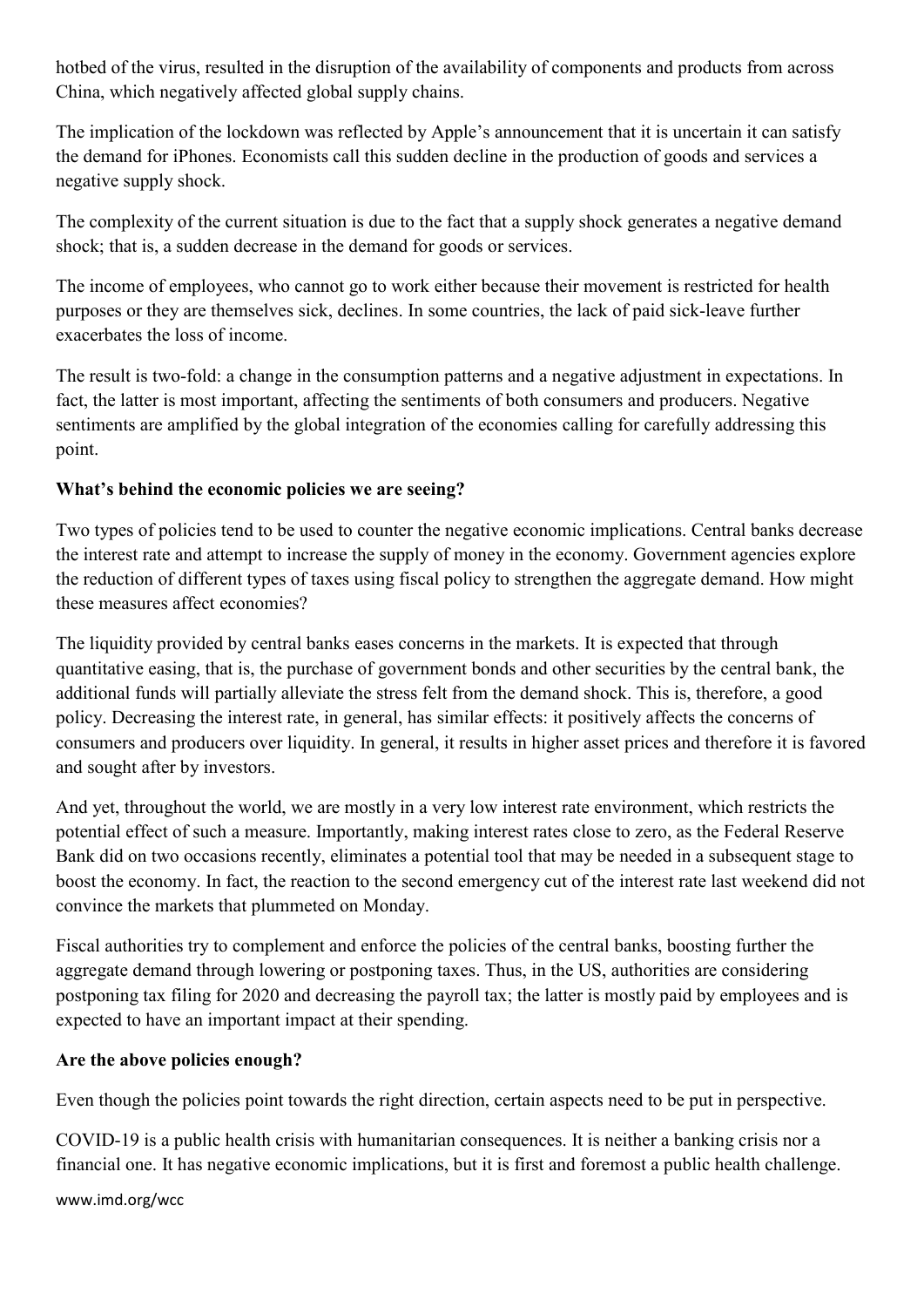hotbed of the virus, resulted in the disruption of the availability of components and products from across China, which negatively affected global supply chains.

The implication of the lockdown was reflected by Apple's announcement that it is uncertain it can satisfy the demand for iPhones. Economists call this sudden decline in the production of goods and services a negative supply shock.

The complexity of the current situation is due to the fact that a supply shock generates a negative demand shock; that is, a sudden decrease in the demand for goods or services.

The income of employees, who cannot go to work either because their movement is restricted for health purposes or they are themselves sick, declines. In some countries, the lack of paid sick-leave further exacerbates the loss of income.

The result is two-fold: a change in the consumption patterns and a negative adjustment in expectations. In fact, the latter is most important, affecting the sentiments of both consumers and producers. Negative sentiments are amplified by the global integration of the economies calling for carefully addressing this point.

**What's behind the economic policies we are seeing?**

Two types of policies tend to be used to counter the negative economic implications. Central banks decrease the interest rate and attempt to increase the supply of money in the economy. Government agencies explore the reduction of different types of taxes using fiscal policy to strengthen the aggregate demand. How might these measures affect economies?

The liquidity provided by central banks eases concerns in the markets. It is expected that through quantitative easing, that is, the purchase of government bonds and other securities by the central bank, the additional funds will partially alleviate the stress felt from the demand shock. This is, therefore, a good policy. Decreasing the interest rate, in general, has similar effects: it positively affects the concerns of consumers and producers over liquidity. In general, it results in higher asset prices and therefore it is favored and sought after by investors.

And yet, throughout the world, we are mostly in a very low interest rate environment, which restricts the potential effect of such a measure. Importantly, making interest rates close to zero, as the Federal Reserve Bank did on two occasions recently, eliminates a potential tool that may be needed in a subsequent stage to boost the economy. In fact, the reaction to the second emergency cut of the interest rate last weekend did not convince the markets that plummeted on Monday.

Fiscal authorities try to complement and enforce the policies of the central banks, boosting further the aggregate demand through lowering or postponing taxes. Thus, in the US, authorities are considering postponing tax filing for 2020 and decreasing the payroll tax; the latter is mostly paid by employees and is expected to have an important impact at their spending.

**Are the above policies enough?**

Even though the policies point towards the right direction, certain aspects need to be put in perspective.

COVID-19 is a public health crisis with humanitarian consequences. It is neither a banking crisis nor a financial one. It has negative economic implications, but it is first and foremost a public health challenge.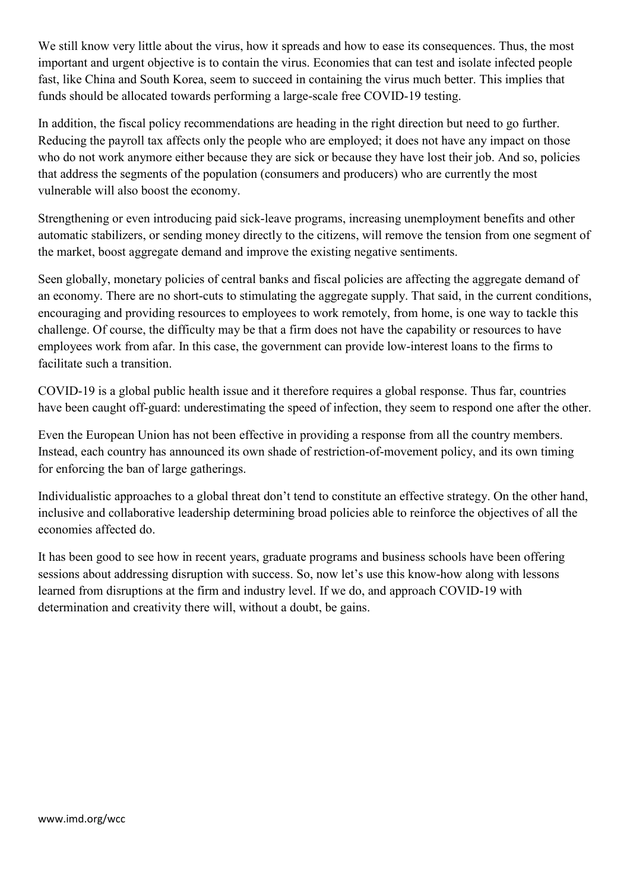We still know very little about the virus, how it spreads and how to ease its consequences. Thus, the most important and urgent objective is to contain the virus. Economies that can test and isolate infected people fast, like China and South Korea, seem to succeed in containing the virus much better. This implies that funds should be allocated towards performing a large-scale free COVID-19 testing.

In addition, the fiscal policy recommendations are heading in the right direction but need to go further. Reducing the payroll tax affects only the people who are employed; it does not have any impact on those who do not work anymore either because they are sick or because they have lost their job. And so, policies that address the segments of the population (consumers and producers) who are currently the most vulnerable will also boost the economy.

Strengthening or even introducing paid sick-leave programs, increasing unemployment benefits and other automatic stabilizers, or sending money directly to the citizens, will remove the tension from one segment of the market, boost aggregate demand and improve the existing negative sentiments.

Seen globally, monetary policies of central banks and fiscal policies are affecting the aggregate demand of an economy. There are no short-cuts to stimulating the aggregate supply. That said, in the current conditions, encouraging and providing resources to employees to work remotely, from home, is one way to tackle this challenge. Of course, the difficulty may be that a firm does not have the capability or resources to have employees work from afar. In this case, the government can provide low-interest loans to the firms to facilitate such a transition.

COVID-19 is a global public health issue and it therefore requires a global response. Thus far, countries have been caught off-guard: underestimating the speed of infection, they seem to respond one after the other.

Even the European Union has not been effective in providing a response from all the country members. Instead, each country has announced its own shade of restriction-of-movement policy, and its own timing for enforcing the ban of large gatherings.

Individualistic approaches to a global threat don't tend to constitute an effective strategy. On the other hand, inclusive and collaborative leadership determining broad policies able to reinforce the objectives of all the economies affected do.

It has been good to see how in recent years, graduate programs and business schools have been offering sessions about addressing disruption with success. So, now let's use this know-how along with lessons learned from disruptions at the firm and industry level. If we do, and approach COVID-19 with determination and creativity there will, without a doubt, be gains.